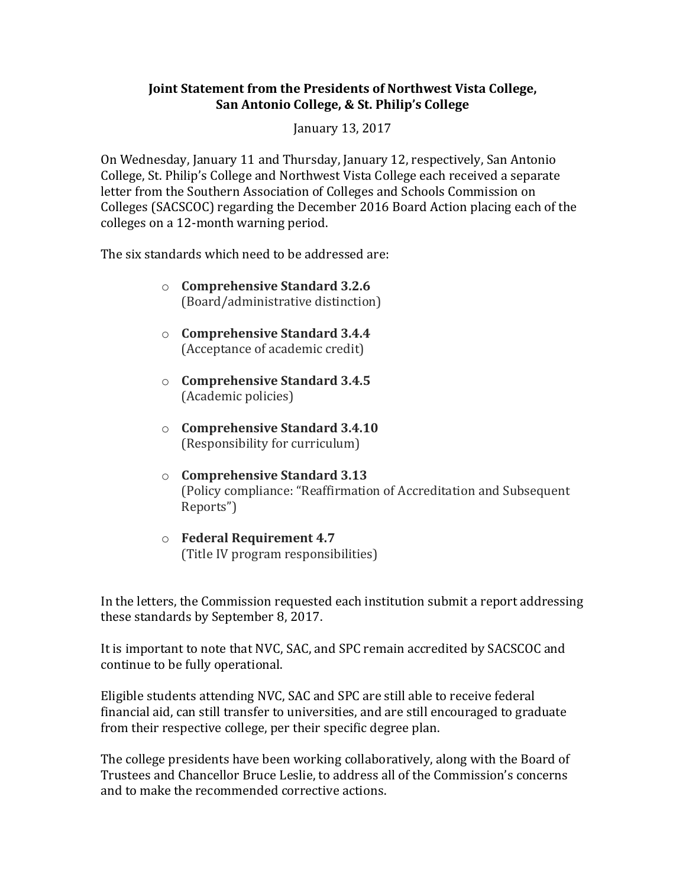**Joint Statement from the Presidents of Northwest Vista College, San Antonio College, & St. Philip's College**

January 13, 2017

On Wednesday, January 11 and Thursday, January 12, respectively, San Antonio College, St. Philip's College and Northwest Vista College each received a separate letter from the Southern Association of Colleges and Schools Commission on Colleges (SACSCOC) regarding the December 2016 Board Action placing each of the colleges on a 12-month warning period.

The six standards which need to be addressed are:

- **Comprehensive Standard 3.2.6**
  (Board/administrative distinction)
- **Comprehensive Standard 3.4.4**
  (Acceptance of academic credit)
- **Comprehensive Standard 3.4.5**
  (Academic policies)
- **Comprehensive Standard 3.4.10**
  (Responsibility for curriculum)
- **Comprehensive Standard 3.13**
  (Policy compliance: "Reaffirmation of Accreditation and Subsequent Reports")
- **Federal Requirement 4.7**
  (Title IV program responsibilities)

In the letters, the Commission requested each institution submit a report addressing these standards by September 8, 2017.

It is important to note that NVC, SAC, and SPC remain accredited by SACSCOC and continue to be fully operational.

Eligible students attending NVC, SAC and SPC are still able to receive federal financial aid, can still transfer to universities, and are still encouraged to graduate from their respective college, per their specific degree plan.

The college presidents have been working collaboratively, along with the Board of Trustees and Chancellor Bruce Leslie, to address all of the Commission's concerns and to make the recommended corrective actions.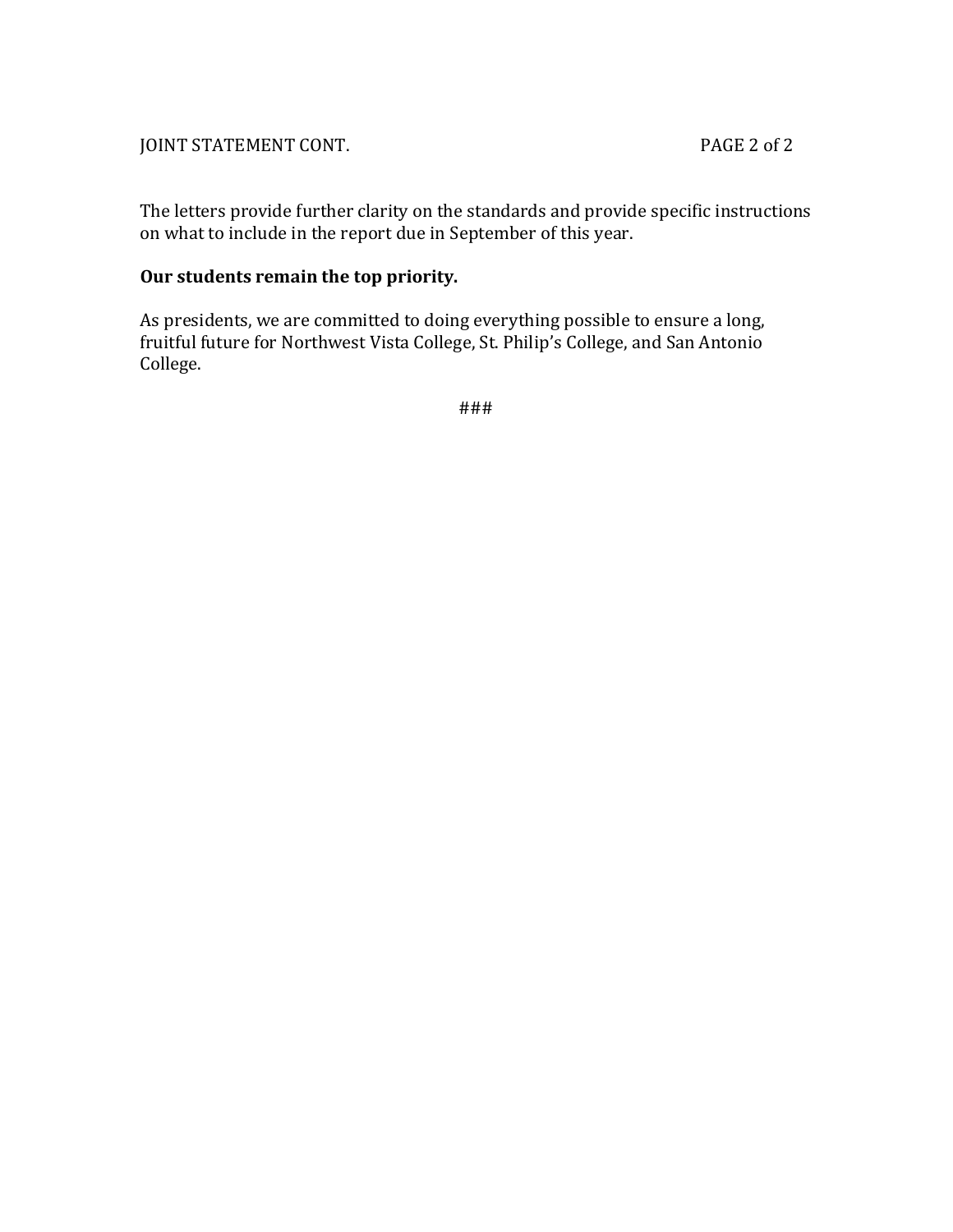The letters provide further clarity on the standards and provide specific instructions on what to include in the report due in September of this year.

**Our students remain the top priority.**

As presidents, we are committed to doing everything possible to ensure a long, fruitful future for Northwest Vista College, St. Philip's College, and San Antonio College.

###